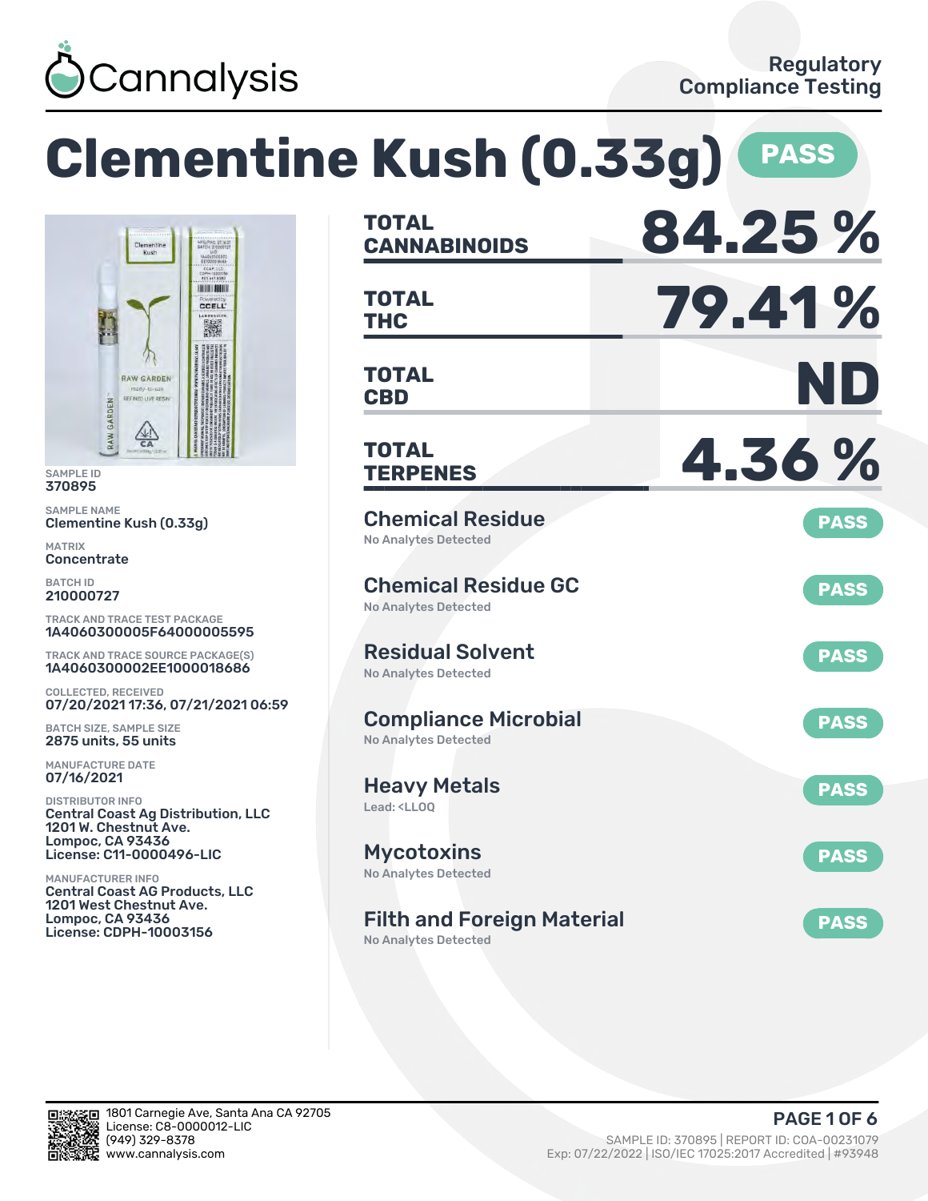Cannalysis

Regulatory Compliance Testing

# Clementine Kush (0.33g) PASS

SAMPLE ID
370895

SAMPLE NAME
Clementine Kush (0.33g)

MATRIX
Concentrate

BATCH ID
210000727

TRACK AND TRACE TEST PACKAGE
1A4060300005F64000005595

TRACK AND TRACE SOURCE PACKAGE(S)
1A4060300002EE1000018686

COLLECTED, RECEIVED
07/20/2021 17:36, 07/21/2021 06:59

BATCH SIZE, SAMPLE SIZE
2875 units, 55 units

MANUFACTURE DATE
07/16/2021

DISTRIBUTOR INFO
Central Coast Ag Distribution, LLC
1201 W. Chestnut Ave.
Lompoc, CA 93436
License: C11-0000496-LIC

MANUFACTURER INFO
Central Coast AG Products, LLC
1201 West Chestnut Ave.
Lompoc, CA 93436
License: CDPH-10003156

| | |
|---|---|
| **TOTAL CANNABINOIDS** | **84.25 %** |
| **TOTAL THC** | **79.41 %** |
| **TOTAL CBD** | **ND** |
| **TOTAL TERPENES** | **4.36 %** |

| Test | Result |
|---|---|
| Chemical Residue — No Analytes Detected | PASS |
| Chemical Residue GC — No Analytes Detected | PASS |
| Residual Solvent — No Analytes Detected | PASS |
| Compliance Microbial — No Analytes Detected | PASS |
| Heavy Metals — Lead: <LLOQ | PASS |
| Mycotoxins — No Analytes Detected | PASS |
| Filth and Foreign Material — No Analytes Detected | PASS |

1801 Carnegie Ave, Santa Ana CA 92705
License: C8-0000012-LIC
(949) 329-8378
www.cannalysis.com

SAMPLE ID: 370895 | REPORT ID: COA-00231079
Exp: 07/22/2022 | ISO/IEC 17025:2017 Accredited | #93948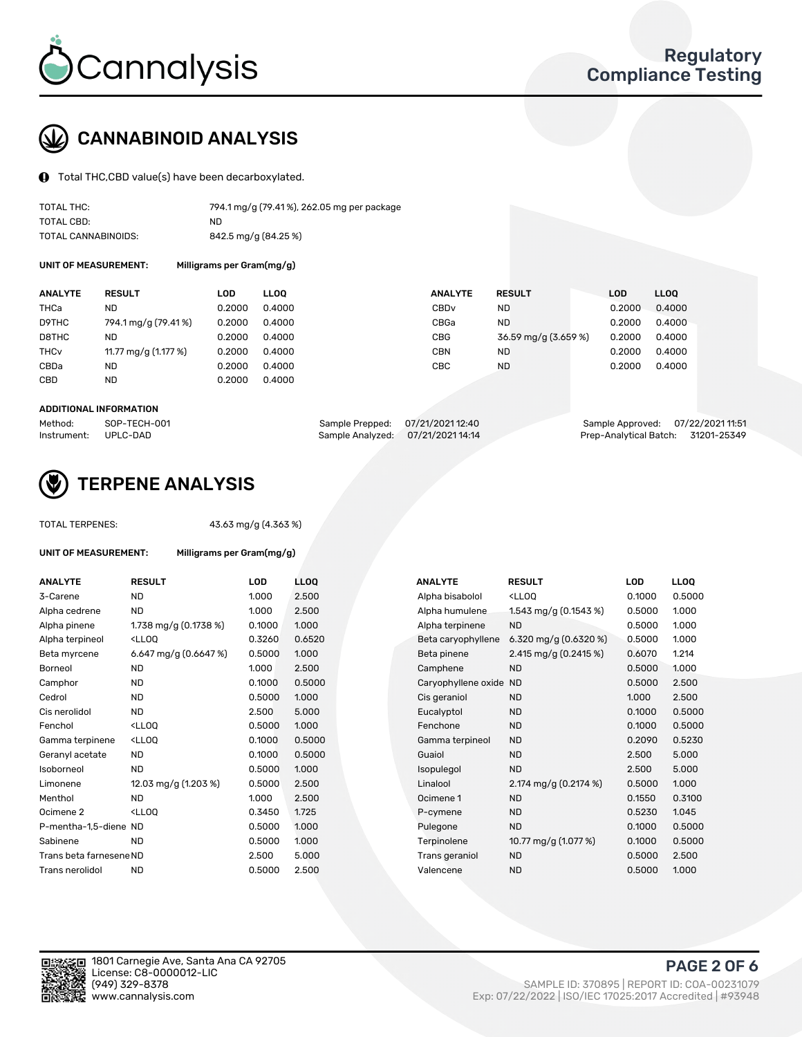# CANNABINOID ANALYSIS

Total THC,CBD value(s) have been decarboxylated.

| | |
|---|---|
| TOTAL THC: | 794.1 mg/g (79.41 %), 262.05 mg per package |
| TOTAL CBD: | ND |
| TOTAL CANNABINOIDS: | 842.5 mg/g (84.25 %) |

**UNIT OF MEASUREMENT:** Milligrams per Gram(mg/g)

| ANALYTE | RESULT | LOD | LLOQ | ANALYTE | RESULT | LOD | LLOQ |
|---|---|---|---|---|---|---|---|
| THCa | ND | 0.2000 | 0.4000 | CBDv | ND | 0.2000 | 0.4000 |
| D9THC | 794.1 mg/g (79.41 %) | 0.2000 | 0.4000 | CBGa | ND | 0.2000 | 0.4000 |
| D8THC | ND | 0.2000 | 0.4000 | CBG | 36.59 mg/g (3.659 %) | 0.2000 | 0.4000 |
| THCv | 11.77 mg/g (1.177 %) | 0.2000 | 0.4000 | CBN | ND | 0.2000 | 0.4000 |
| CBDa | ND | 0.2000 | 0.4000 | CBC | ND | 0.2000 | 0.4000 |
| CBD | ND | 0.2000 | 0.4000 | | | | |

**ADDITIONAL INFORMATION**

| | | | | | |
|---|---|---|---|---|---|
| Method: | SOP-TECH-001 | Sample Prepped: | 07/21/2021 12:40 | Sample Approved: | 07/22/2021 11:51 |
| Instrument: | UPLC-DAD | Sample Analyzed: | 07/21/2021 14:14 | Prep-Analytical Batch: | 31201-25349 |

# TERPENE ANALYSIS

TOTAL TERPENES: 43.63 mg/g (4.363 %)

**UNIT OF MEASUREMENT:** Milligrams per Gram(mg/g)

| ANALYTE | RESULT | LOD | LLOQ | ANALYTE | RESULT | LOD | LLOQ |
|---|---|---|---|---|---|---|---|
| 3-Carene | ND | 1.000 | 2.500 | Alpha bisabolol | <LLOQ | 0.1000 | 0.5000 |
| Alpha cedrene | ND | 1.000 | 2.500 | Alpha humulene | 1.543 mg/g (0.1543 %) | 0.5000 | 1.000 |
| Alpha pinene | 1.738 mg/g (0.1738 %) | 0.1000 | 1.000 | Alpha terpinene | ND | 0.5000 | 1.000 |
| Alpha terpineol | <LLOQ | 0.3260 | 0.6520 | Beta caryophyllene | 6.320 mg/g (0.6320 %) | 0.5000 | 1.000 |
| Beta myrcene | 6.647 mg/g (0.6647 %) | 0.5000 | 1.000 | Beta pinene | 2.415 mg/g (0.2415 %) | 0.6070 | 1.214 |
| Borneol | ND | 1.000 | 2.500 | Camphene | ND | 0.5000 | 1.000 |
| Camphor | ND | 0.1000 | 0.5000 | Caryophyllene oxide | ND | 0.5000 | 2.500 |
| Cedrol | ND | 0.5000 | 1.000 | Cis geraniol | ND | 1.000 | 2.500 |
| Cis nerolidol | ND | 2.500 | 5.000 | Eucalyptol | ND | 0.1000 | 0.5000 |
| Fenchol | <LLOQ | 0.5000 | 1.000 | Fenchone | ND | 0.1000 | 0.5000 |
| Gamma terpinene | <LLOQ | 0.1000 | 0.5000 | Gamma terpineol | ND | 0.2090 | 0.5230 |
| Geranyl acetate | ND | 0.1000 | 0.5000 | Guaiol | ND | 2.500 | 5.000 |
| Isoborneol | ND | 0.5000 | 1.000 | Isopulegol | ND | 2.500 | 5.000 |
| Limonene | 12.03 mg/g (1.203 %) | 0.5000 | 2.500 | Linalool | 2.174 mg/g (0.2174 %) | 0.5000 | 1.000 |
| Menthol | ND | 1.000 | 2.500 | Ocimene 1 | ND | 0.1550 | 0.3100 |
| Ocimene 2 | <LLOQ | 0.3450 | 1.725 | P-cymene | ND | 0.5230 | 1.045 |
| P-mentha-1,5-diene | ND | 0.5000 | 1.000 | Pulegone | ND | 0.1000 | 0.5000 |
| Sabinene | ND | 0.5000 | 1.000 | Terpinolene | 10.77 mg/g (1.077 %) | 0.1000 | 0.5000 |
| Trans beta farnesene | ND | 2.500 | 5.000 | Trans geraniol | ND | 0.5000 | 2.500 |
| Trans nerolidol | ND | 0.5000 | 2.500 | Valencene | ND | 0.5000 | 1.000 |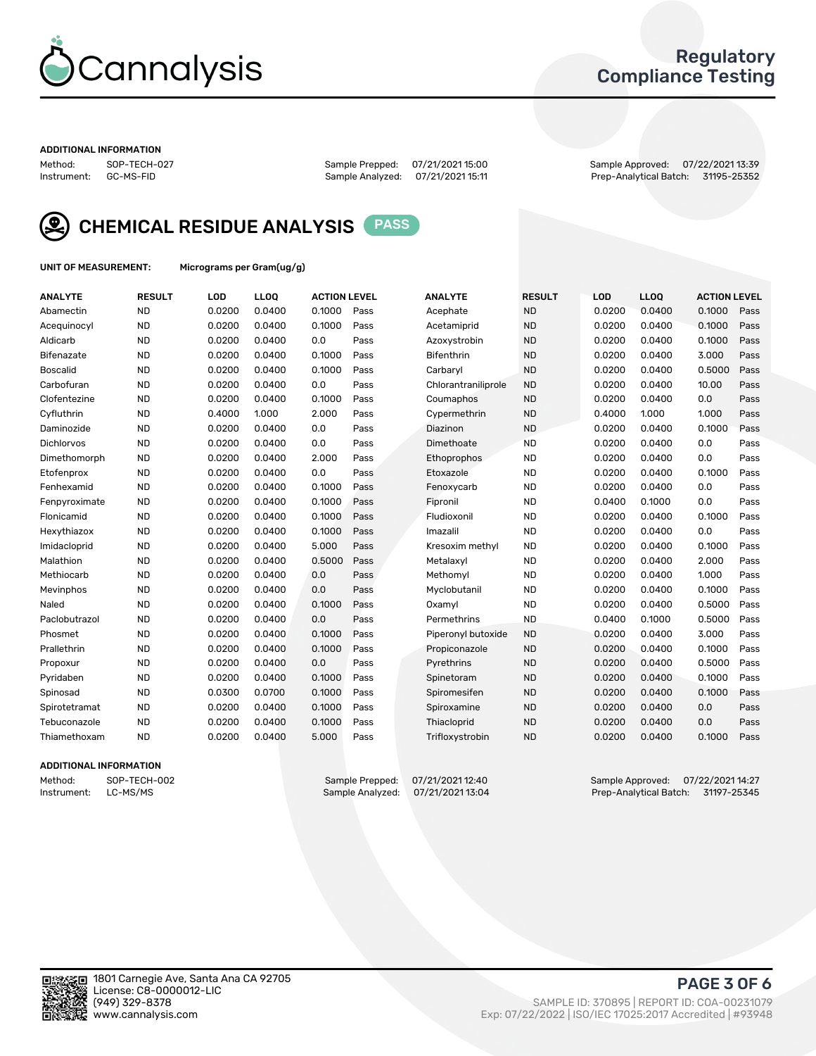Cannalysis

Regulatory Compliance Testing

ADDITIONAL INFORMATION

Method: SOP-TECH-027
Instrument: GC-MS-FID

Sample Prepped: 07/21/2021 15:00
Sample Analyzed: 07/21/2021 15:11

Sample Approved: 07/22/2021 13:39
Prep-Analytical Batch: 31195-25352

## CHEMICAL RESIDUE ANALYSIS PASS

UNIT OF MEASUREMENT: Micrograms per Gram(ug/g)

| ANALYTE | RESULT | LOD | LLOQ | ACTION LEVEL | | ANALYTE | RESULT | LOD | LLOQ | ACTION LEVEL | |
|---|---|---|---|---|---|---|---|---|---|---|---|
| Abamectin | ND | 0.0200 | 0.0400 | 0.1000 | Pass | Acephate | ND | 0.0200 | 0.0400 | 0.1000 | Pass |
| Acequinocyl | ND | 0.0200 | 0.0400 | 0.1000 | Pass | Acetamiprid | ND | 0.0200 | 0.0400 | 0.1000 | Pass |
| Aldicarb | ND | 0.0200 | 0.0400 | 0.0 | Pass | Azoxystrobin | ND | 0.0200 | 0.0400 | 0.1000 | Pass |
| Bifenazate | ND | 0.0200 | 0.0400 | 0.1000 | Pass | Bifenthrin | ND | 0.0200 | 0.0400 | 3.000 | Pass |
| Boscalid | ND | 0.0200 | 0.0400 | 0.1000 | Pass | Carbaryl | ND | 0.0200 | 0.0400 | 0.5000 | Pass |
| Carbofuran | ND | 0.0200 | 0.0400 | 0.0 | Pass | Chlorantraniliprole | ND | 0.0200 | 0.0400 | 10.00 | Pass |
| Clofentezine | ND | 0.0200 | 0.0400 | 0.1000 | Pass | Coumaphos | ND | 0.0200 | 0.0400 | 0.0 | Pass |
| Cyfluthrin | ND | 0.4000 | 1.000 | 2.000 | Pass | Cypermethrin | ND | 0.4000 | 1.000 | 1.000 | Pass |
| Daminozide | ND | 0.0200 | 0.0400 | 0.0 | Pass | Diazinon | ND | 0.0200 | 0.0400 | 0.1000 | Pass |
| Dichlorvos | ND | 0.0200 | 0.0400 | 0.0 | Pass | Dimethoate | ND | 0.0200 | 0.0400 | 0.0 | Pass |
| Dimethomorph | ND | 0.0200 | 0.0400 | 2.000 | Pass | Ethoprophos | ND | 0.0200 | 0.0400 | 0.0 | Pass |
| Etofenprox | ND | 0.0200 | 0.0400 | 0.0 | Pass | Etoxazole | ND | 0.0200 | 0.0400 | 0.1000 | Pass |
| Fenhexamid | ND | 0.0200 | 0.0400 | 0.1000 | Pass | Fenoxycarb | ND | 0.0200 | 0.0400 | 0.0 | Pass |
| Fenpyroximate | ND | 0.0200 | 0.0400 | 0.1000 | Pass | Fipronil | ND | 0.0400 | 0.1000 | 0.0 | Pass |
| Flonicamid | ND | 0.0200 | 0.0400 | 0.1000 | Pass | Fludioxonil | ND | 0.0200 | 0.0400 | 0.1000 | Pass |
| Hexythiazox | ND | 0.0200 | 0.0400 | 0.1000 | Pass | Imazalil | ND | 0.0200 | 0.0400 | 0.0 | Pass |
| Imidacloprid | ND | 0.0200 | 0.0400 | 5.000 | Pass | Kresoxim methyl | ND | 0.0200 | 0.0400 | 0.1000 | Pass |
| Malathion | ND | 0.0200 | 0.0400 | 0.5000 | Pass | Metalaxyl | ND | 0.0200 | 0.0400 | 2.000 | Pass |
| Methiocarb | ND | 0.0200 | 0.0400 | 0.0 | Pass | Methomyl | ND | 0.0200 | 0.0400 | 1.000 | Pass |
| Mevinphos | ND | 0.0200 | 0.0400 | 0.0 | Pass | Myclobutanil | ND | 0.0200 | 0.0400 | 0.1000 | Pass |
| Naled | ND | 0.0200 | 0.0400 | 0.1000 | Pass | Oxamyl | ND | 0.0200 | 0.0400 | 0.5000 | Pass |
| Paclobutrazol | ND | 0.0200 | 0.0400 | 0.0 | Pass | Permethrins | ND | 0.0400 | 0.1000 | 0.5000 | Pass |
| Phosmet | ND | 0.0200 | 0.0400 | 0.1000 | Pass | Piperonyl butoxide | ND | 0.0200 | 0.0400 | 3.000 | Pass |
| Prallethrin | ND | 0.0200 | 0.0400 | 0.1000 | Pass | Propiconazole | ND | 0.0200 | 0.0400 | 0.1000 | Pass |
| Propoxur | ND | 0.0200 | 0.0400 | 0.0 | Pass | Pyrethrins | ND | 0.0200 | 0.0400 | 0.5000 | Pass |
| Pyridaben | ND | 0.0200 | 0.0400 | 0.1000 | Pass | Spinetoram | ND | 0.0200 | 0.0400 | 0.1000 | Pass |
| Spinosad | ND | 0.0300 | 0.0700 | 0.1000 | Pass | Spiromesifen | ND | 0.0200 | 0.0400 | 0.1000 | Pass |
| Spirotetramat | ND | 0.0200 | 0.0400 | 0.1000 | Pass | Spiroxamine | ND | 0.0200 | 0.0400 | 0.0 | Pass |
| Tebuconazole | ND | 0.0200 | 0.0400 | 0.1000 | Pass | Thiacloprid | ND | 0.0200 | 0.0400 | 0.0 | Pass |
| Thiamethoxam | ND | 0.0200 | 0.0400 | 5.000 | Pass | Trifloxystrobin | ND | 0.0200 | 0.0400 | 0.1000 | Pass |

ADDITIONAL INFORMATION

Method: SOP-TECH-002
Instrument: LC-MS/MS

Sample Prepped: 07/21/2021 12:40
Sample Analyzed: 07/21/2021 13:04

Sample Approved: 07/22/2021 14:27
Prep-Analytical Batch: 31197-25345

1801 Carnegie Ave, Santa Ana CA 92705
License: C8-0000012-LIC
(949) 329-8378
www.cannalysis.com

SAMPLE ID: 370895 | REPORT ID: COA-00231079
Exp: 07/22/2022 | ISO/IEC 17025:2017 Accredited | #93948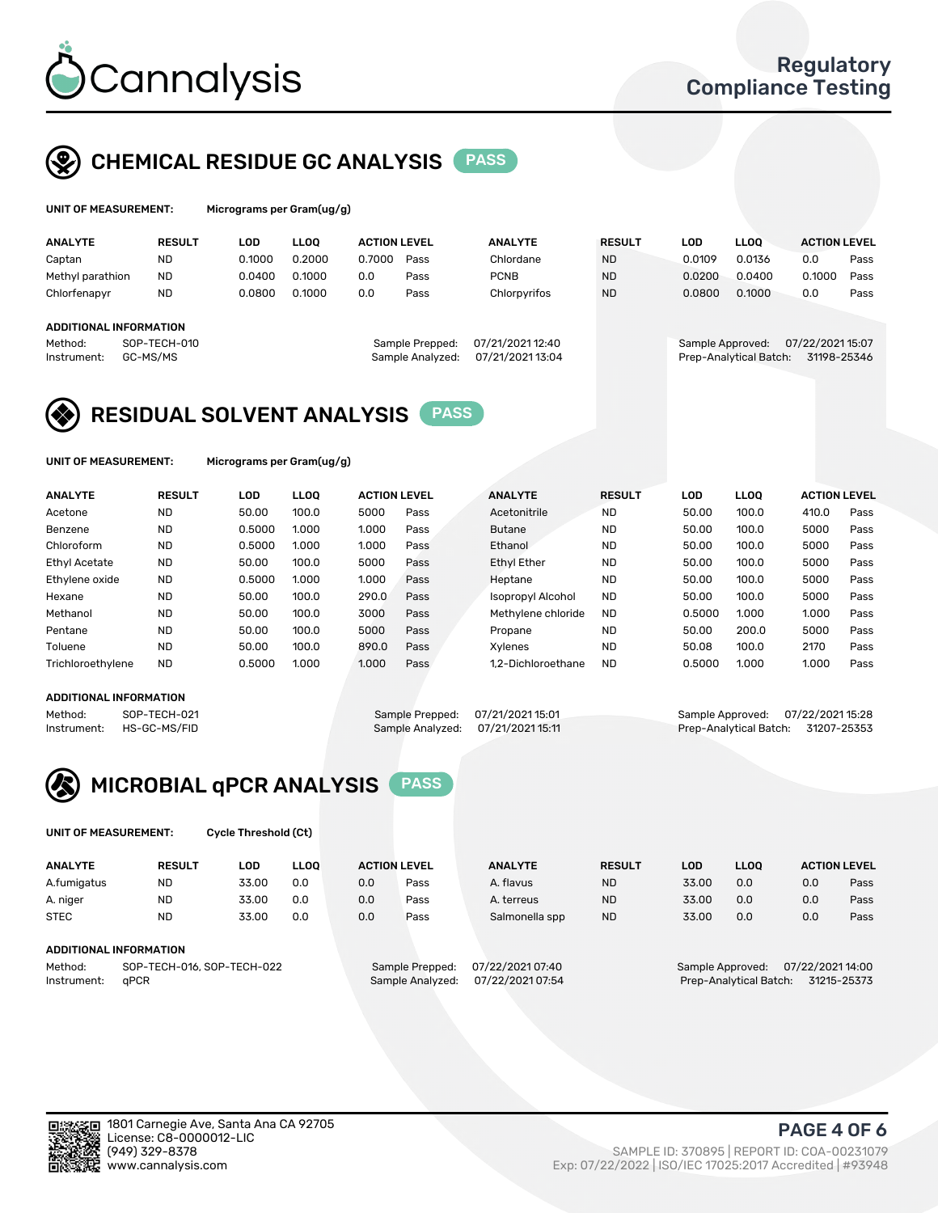# Cannalysis

Regulatory Compliance Testing

## CHEMICAL RESIDUE GC ANALYSIS PASS

**UNIT OF MEASUREMENT:** Micrograms per Gram(ug/g)

| ANALYTE | RESULT | LOD | LLOQ | ACTION LEVEL | | ANALYTE | RESULT | LOD | LLOQ | ACTION LEVEL | |
|---|---|---|---|---|---|---|---|---|---|---|---|
| Captan | ND | 0.1000 | 0.2000 | 0.7000 | Pass | Chlordane | ND | 0.0109 | 0.0136 | 0.0 | Pass |
| Methyl parathion | ND | 0.0400 | 0.1000 | 0.0 | Pass | PCNB | ND | 0.0200 | 0.0400 | 0.1000 | Pass |
| Chlorfenapyr | ND | 0.0800 | 0.1000 | 0.0 | Pass | Chlorpyrifos | ND | 0.0800 | 0.1000 | 0.0 | Pass |

**ADDITIONAL INFORMATION**

Method: SOP-TECH-010
Instrument: GC-MS/MS
Sample Prepped: 07/21/2021 12:40
Sample Analyzed: 07/21/2021 13:04
Sample Approved: 07/22/2021 15:07
Prep-Analytical Batch: 31198-25346

## RESIDUAL SOLVENT ANALYSIS PASS

**UNIT OF MEASUREMENT:** Micrograms per Gram(ug/g)

| ANALYTE | RESULT | LOD | LLOQ | ACTION LEVEL | | ANALYTE | RESULT | LOD | LLOQ | ACTION LEVEL | |
|---|---|---|---|---|---|---|---|---|---|---|---|
| Acetone | ND | 50.00 | 100.0 | 5000 | Pass | Acetonitrile | ND | 50.00 | 100.0 | 410.0 | Pass |
| Benzene | ND | 0.5000 | 1.000 | 1.000 | Pass | Butane | ND | 50.00 | 100.0 | 5000 | Pass |
| Chloroform | ND | 0.5000 | 1.000 | 1.000 | Pass | Ethanol | ND | 50.00 | 100.0 | 5000 | Pass |
| Ethyl Acetate | ND | 50.00 | 100.0 | 5000 | Pass | Ethyl Ether | ND | 50.00 | 100.0 | 5000 | Pass |
| Ethylene oxide | ND | 0.5000 | 1.000 | 1.000 | Pass | Heptane | ND | 50.00 | 100.0 | 5000 | Pass |
| Hexane | ND | 50.00 | 100.0 | 290.0 | Pass | Isopropyl Alcohol | ND | 50.00 | 100.0 | 5000 | Pass |
| Methanol | ND | 50.00 | 100.0 | 3000 | Pass | Methylene chloride | ND | 0.5000 | 1.000 | 1.000 | Pass |
| Pentane | ND | 50.00 | 100.0 | 5000 | Pass | Propane | ND | 50.00 | 200.0 | 5000 | Pass |
| Toluene | ND | 50.00 | 100.0 | 890.0 | Pass | Xylenes | ND | 50.08 | 100.0 | 2170 | Pass |
| Trichloroethylene | ND | 0.5000 | 1.000 | 1.000 | Pass | 1,2-Dichloroethane | ND | 0.5000 | 1.000 | 1.000 | Pass |

**ADDITIONAL INFORMATION**

Method: SOP-TECH-021
Instrument: HS-GC-MS/FID
Sample Prepped: 07/21/2021 15:01
Sample Analyzed: 07/21/2021 15:11
Sample Approved: 07/22/2021 15:28
Prep-Analytical Batch: 31207-25353

## MICROBIAL qPCR ANALYSIS PASS

**UNIT OF MEASUREMENT:** Cycle Threshold (Ct)

| ANALYTE | RESULT | LOD | LLOQ | ACTION LEVEL | | ANALYTE | RESULT | LOD | LLOQ | ACTION LEVEL | |
|---|---|---|---|---|---|---|---|---|---|---|---|
| A.fumigatus | ND | 33.00 | 0.0 | 0.0 | Pass | A. flavus | ND | 33.00 | 0.0 | 0.0 | Pass |
| A. niger | ND | 33.00 | 0.0 | 0.0 | Pass | A. terreus | ND | 33.00 | 0.0 | 0.0 | Pass |
| STEC | ND | 33.00 | 0.0 | 0.0 | Pass | Salmonella spp | ND | 33.00 | 0.0 | 0.0 | Pass |

**ADDITIONAL INFORMATION**

Method: SOP-TECH-016, SOP-TECH-022
Instrument: qPCR
Sample Prepped: 07/22/2021 07:40
Sample Analyzed: 07/22/2021 07:54
Sample Approved: 07/22/2021 14:00
Prep-Analytical Batch: 31215-25373

1801 Carnegie Ave, Santa Ana CA 92705
License: C8-0000012-LIC
(949) 329-8378
www.cannalysis.com

SAMPLE ID: 370895 | REPORT ID: COA-00231079
Exp: 07/22/2022 | ISO/IEC 17025:2017 Accredited | #93948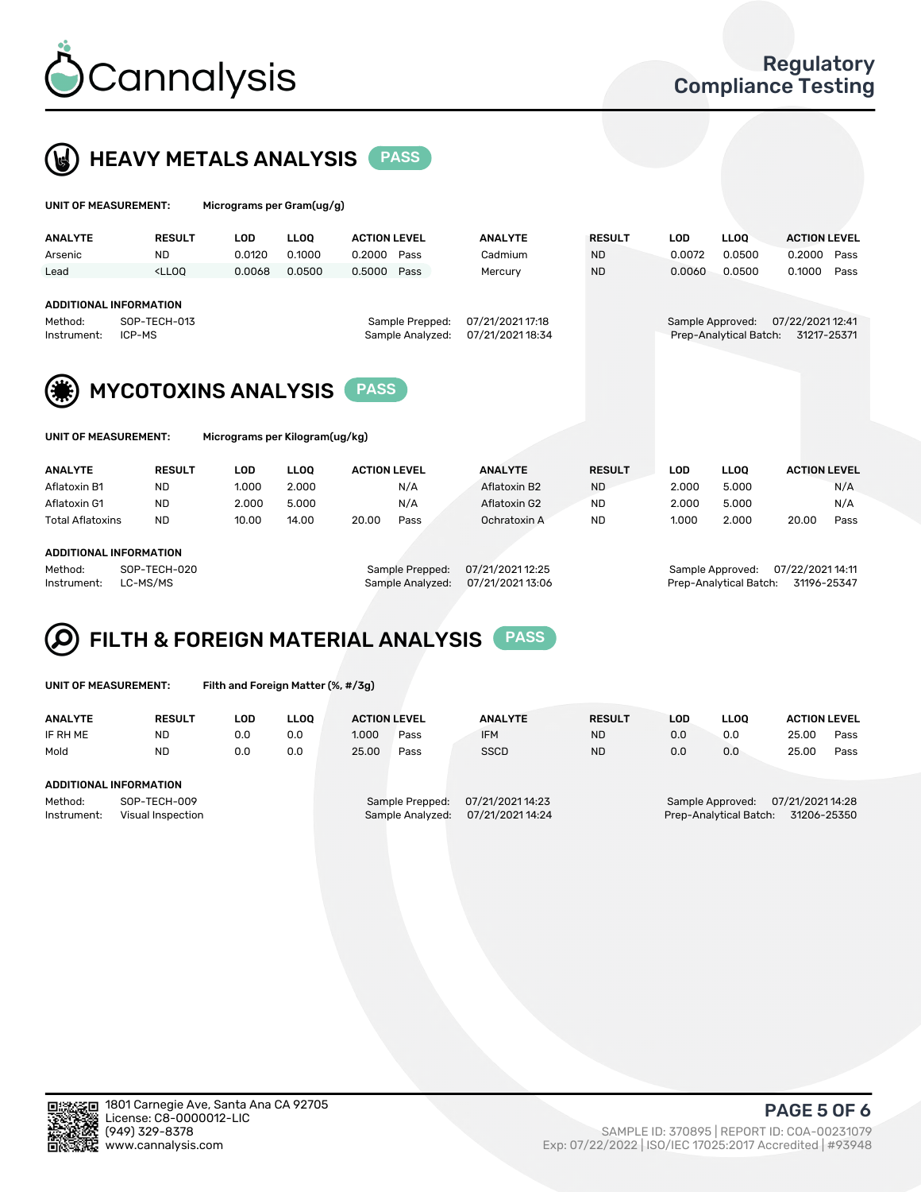# HEAVY METALS ANALYSIS PASS

**UNIT OF MEASUREMENT:** Micrograms per Gram(ug/g)

| ANALYTE | RESULT | LOD | LLOQ | ACTION LEVEL | | ANALYTE | RESULT | LOD | LLOQ | ACTION LEVEL | |
|---|---|---|---|---|---|---|---|---|---|---|---|
| Arsenic | ND | 0.0120 | 0.1000 | 0.2000 | Pass | Cadmium | ND | 0.0072 | 0.0500 | 0.2000 | Pass |
| Lead | <LLOQ | 0.0068 | 0.0500 | 0.5000 | Pass | Mercury | ND | 0.0060 | 0.0500 | 0.1000 | Pass |

**ADDITIONAL INFORMATION**

Method: SOP-TECH-013
Instrument: ICP-MS
Sample Prepped: 07/21/2021 17:18
Sample Analyzed: 07/21/2021 18:34
Sample Approved: 07/22/2021 12:41
Prep-Analytical Batch: 31217-25371

# MYCOTOXINS ANALYSIS PASS

**UNIT OF MEASUREMENT:** Micrograms per Kilogram(ug/kg)

| ANALYTE | RESULT | LOD | LLOQ | ACTION LEVEL | | ANALYTE | RESULT | LOD | LLOQ | ACTION LEVEL | |
|---|---|---|---|---|---|---|---|---|---|---|---|
| Aflatoxin B1 | ND | 1.000 | 2.000 | | N/A | Aflatoxin B2 | ND | 2.000 | 5.000 | | N/A |
| Aflatoxin G1 | ND | 2.000 | 5.000 | | N/A | Aflatoxin G2 | ND | 2.000 | 5.000 | | N/A |
| Total Aflatoxins | ND | 10.00 | 14.00 | 20.00 | Pass | Ochratoxin A | ND | 1.000 | 2.000 | 20.00 | Pass |

**ADDITIONAL INFORMATION**

Method: SOP-TECH-020
Instrument: LC-MS/MS
Sample Prepped: 07/21/2021 12:25
Sample Analyzed: 07/21/2021 13:06
Sample Approved: 07/22/2021 14:11
Prep-Analytical Batch: 31196-25347

# FILTH & FOREIGN MATERIAL ANALYSIS PASS

**UNIT OF MEASUREMENT:** Filth and Foreign Matter (%, #/3g)

| ANALYTE | RESULT | LOD | LLOQ | ACTION LEVEL | | ANALYTE | RESULT | LOD | LLOQ | ACTION LEVEL | |
|---|---|---|---|---|---|---|---|---|---|---|---|
| IF RH ME | ND | 0.0 | 0.0 | 1.000 | Pass | IFM | ND | 0.0 | 0.0 | 25.00 | Pass |
| Mold | ND | 0.0 | 0.0 | 25.00 | Pass | SSCD | ND | 0.0 | 0.0 | 25.00 | Pass |

**ADDITIONAL INFORMATION**

Method: SOP-TECH-009
Instrument: Visual Inspection
Sample Prepped: 07/21/2021 14:23
Sample Analyzed: 07/21/2021 14:24
Sample Approved: 07/21/2021 14:28
Prep-Analytical Batch: 31206-25350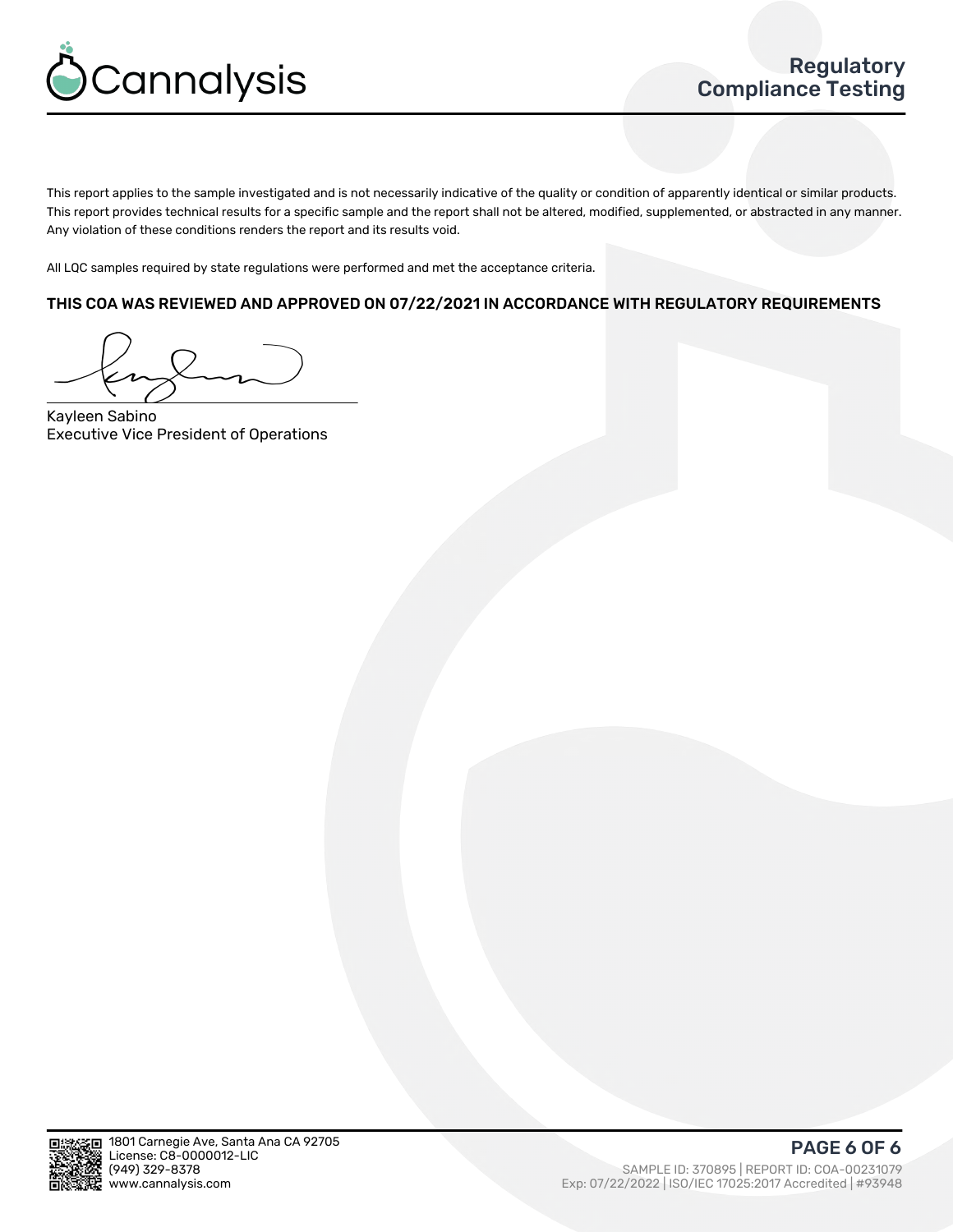This report applies to the sample investigated and is not necessarily indicative of the quality or condition of apparently identical or similar products. This report provides technical results for a specific sample and the report shall not be altered, modified, supplemented, or abstracted in any manner. Any violation of these conditions renders the report and its results void.

All LQC samples required by state regulations were performed and met the acceptance criteria.

**THIS COA WAS REVIEWED AND APPROVED ON 07/22/2021 IN ACCORDANCE WITH REGULATORY REQUIREMENTS**

Kayleen Sabino
Executive Vice President of Operations

1801 Carnegie Ave, Santa Ana CA 92705
License: C8-0000012-LIC
(949) 329-8378
www.cannalysis.com

SAMPLE ID: 370895 | REPORT ID: COA-00231079
Exp: 07/22/2022 | ISO/IEC 17025:2017 Accredited | #93948